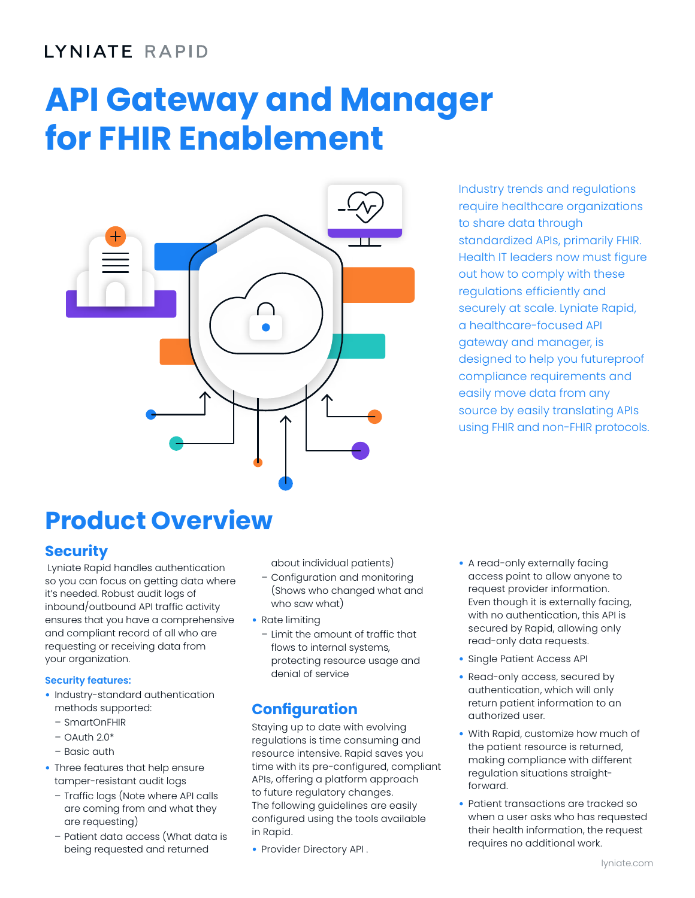LYNIATE RAPID

# API Gateway and Manager for FHIR Enablement

Industry trends and regulations require healthcare organizations to share data through standardized APIs, primarily FHIR. Health IT leaders now must figure out how to comply with these regulations efficiently and securely at scale. Lyniate Rapid, a healthcare-focused API gateway and manager, is designed to help you futureproof compliance requirements and easily move data from any source by easily translating APIs using FHIR and non-FHIR protocols.

## Product Overview

### Security

Lyniate Rapid handles authentication so you can focus on getting data where it's needed. Robust audit logs of inbound/outbound API traffic activity ensures that you have a comprehensive and compliant record of all who are requesting or receiving data from your organization.

**Security features:**

- Industry-standard authentication methods supported:
  - SmartOnFHIR
  - OAuth 2.0*
  - Basic auth
- Three features that help ensure tamper-resistant audit logs
  - Traffic logs (Note where API calls are coming from and what they are requesting)
  - Patient data access (What data is being requested and returned about individual patients)
  - Configuration and monitoring (Shows who changed what and who saw what)
- Rate limiting
  - Limit the amount of traffic that flows to internal systems, protecting resource usage and denial of service

### Configuration

Staying up to date with evolving regulations is time consuming and resource intensive. Rapid saves you time with its pre-configured, compliant APIs, offering a platform approach to future regulatory changes. The following guidelines are easily configured using the tools available in Rapid.

- Provider Directory API .
- A read-only externally facing access point to allow anyone to request provider information. Even though it is externally facing, with no authentication, this API is secured by Rapid, allowing only read-only data requests.
- Single Patient Access API
- Read-only access, secured by authentication, which will only return patient information to an authorized user.
- With Rapid, customize how much of the patient resource is returned, making compliance with different regulation situations straight-forward.
- Patient transactions are tracked so when a user asks who has requested their health information, the request requires no additional work.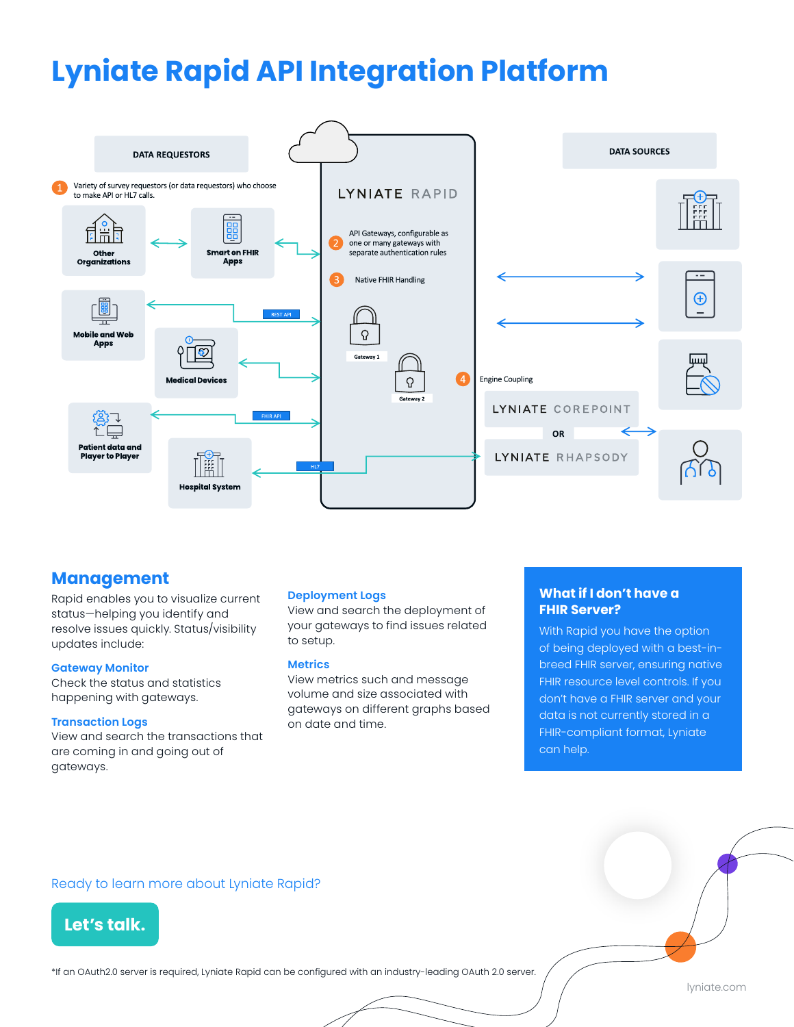# Lyniate Rapid API Integration Platform

DATA REQUESTORS

1 Variety of survey requestors (or data requestors) who choose to make API or HL7 calls.

Other Organizations

Smart on FHIR Apps

Mobile and Web Apps

Medical Devices

Patient data and Player to Player

Hospital System

REST API

FHIR API

HL7

LYNIATE RAPID

2 API Gateways, configurable as one or many gateways with separate authentication rules

3 Native FHIR Handling

Gateway 1

Gateway 2

4 Engine Coupling

LYNIATE COREPOINT

OR

LYNIATE RHAPSODY

DATA SOURCES

## Management

Rapid enables you to visualize current status—helping you identify and resolve issues quickly. Status/visibility updates include:

### Gateway Monitor

Check the status and statistics happening with gateways.

### Transaction Logs

View and search the transactions that are coming in and going out of gateways.

### Deployment Logs

View and search the deployment of your gateways to find issues related to setup.

### Metrics

View metrics such and message volume and size associated with gateways on different graphs based on date and time.

### What if I don't have a FHIR Server?

With Rapid you have the option of being deployed with a best-in-breed FHIR server, ensuring native FHIR resource level controls. If you don't have a FHIR server and your data is not currently stored in a FHIR-compliant format, Lyniate can help.

Ready to learn more about Lyniate Rapid?

**Let's talk.**

*If an OAuth2.0 server is required, Lyniate Rapid can be configured with an industry-leading OAuth 2.0 server.

lyniate.com